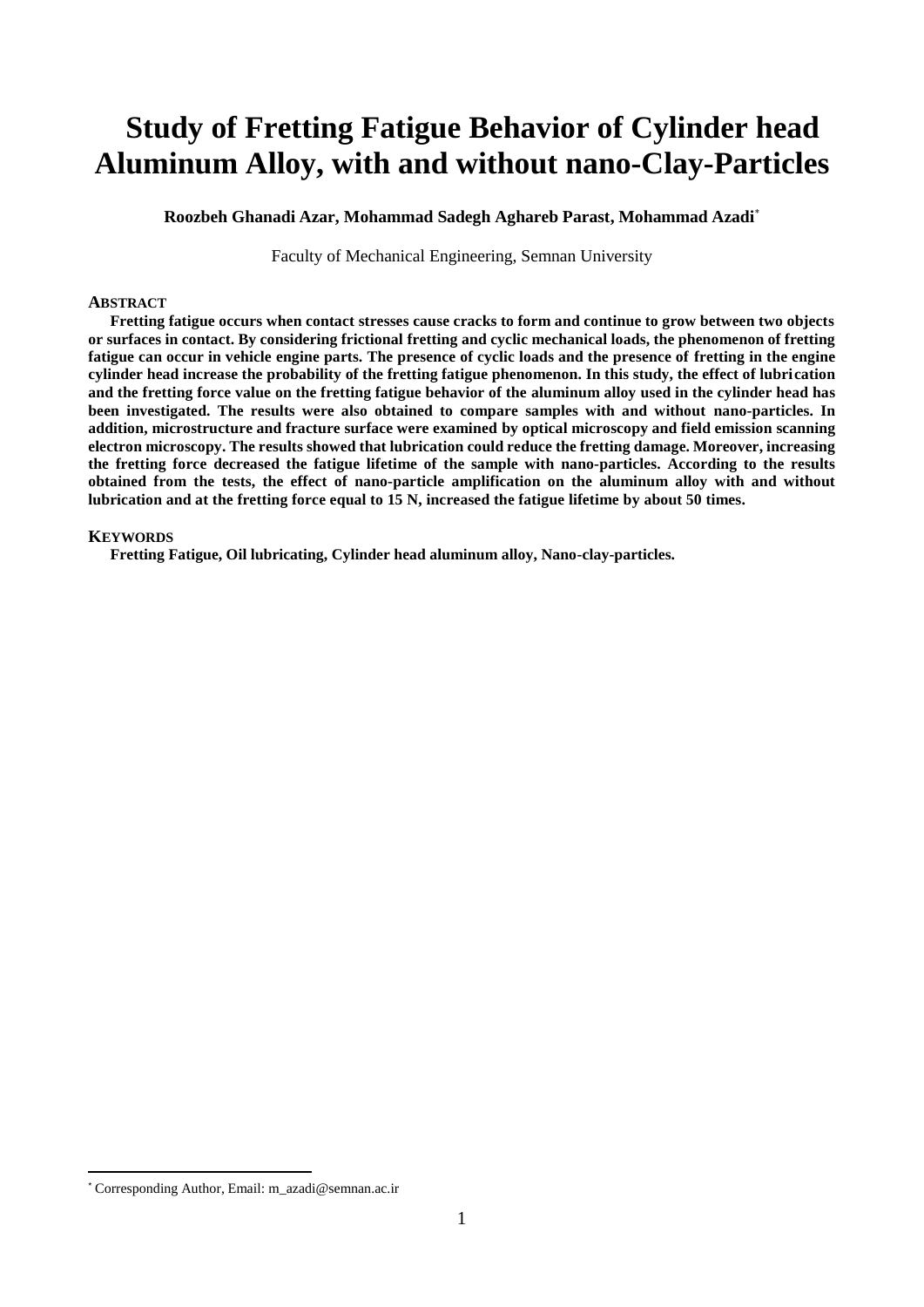# Study of Fretting Fatigue Behavior of Cylinder head Aluminum Alloy, with and without nano-Clay-Particles

**Roozbeh Ghanadi Azar, Mohammad Sadegh Aghareb Parast, Mohammad Azadi[*]**

Faculty of Mechanical Engineering, Semnan University

## ABSTRACT

**Fretting fatigue occurs when contact stresses cause cracks to form and continue to grow between two objects or surfaces in contact. By considering frictional fretting and cyclic mechanical loads, the phenomenon of fretting fatigue can occur in vehicle engine parts. The presence of cyclic loads and the presence of fretting in the engine cylinder head increase the probability of the fretting fatigue phenomenon. In this study, the effect of lubrication and the fretting force value on the fretting fatigue behavior of the aluminum alloy used in the cylinder head has been investigated. The results were also obtained to compare samples with and without nano-particles. In addition, microstructure and fracture surface were examined by optical microscopy and field emission scanning electron microscopy. The results showed that lubrication could reduce the fretting damage. Moreover, increasing the fretting force decreased the fatigue lifetime of the sample with nano-particles. According to the results obtained from the tests, the effect of nano-particle amplification on the aluminum alloy with and without lubrication and at the fretting force equal to 15 N, increased the fatigue lifetime by about 50 times.**

## KEYWORDS

**Fretting Fatigue, Oil lubricating, Cylinder head aluminum alloy, Nano-clay-particles.**

[*] Corresponding Author, Email: m_azadi@semnan.ac.ir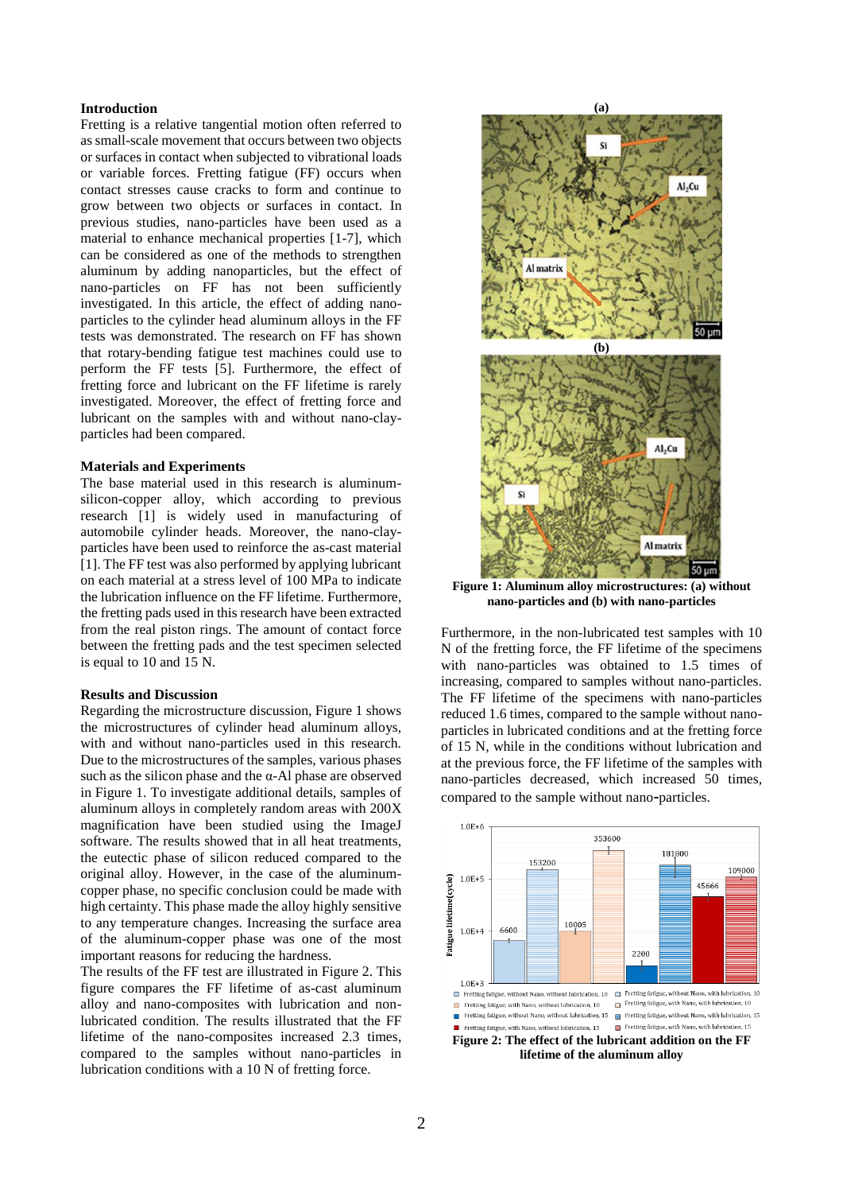## Introduction

Fretting is a relative tangential motion often referred to as small-scale movement that occurs between two objects or surfaces in contact when subjected to vibrational loads or variable forces. Fretting fatigue (FF) occurs when contact stresses cause cracks to form and continue to grow between two objects or surfaces in contact. In previous studies, nano-particles have been used as a material to enhance mechanical properties [1-7], which can be considered as one of the methods to strengthen aluminum by adding nanoparticles, but the effect of nano-particles on FF has not been sufficiently investigated. In this article, the effect of adding nano-particles to the cylinder head aluminum alloys in the FF tests was demonstrated. The research on FF has shown that rotary-bending fatigue test machines could use to perform the FF tests [5]. Furthermore, the effect of fretting force and lubricant on the FF lifetime is rarely investigated. Moreover, the effect of fretting force and lubricant on the samples with and without nano-clay-particles had been compared.

## Materials and Experiments

The base material used in this research is aluminum-silicon-copper alloy, which according to previous research [1] is widely used in manufacturing of automobile cylinder heads. Moreover, the nano-clay-particles have been used to reinforce the as-cast material [1]. The FF test was also performed by applying lubricant on each material at a stress level of 100 MPa to indicate the lubrication influence on the FF lifetime. Furthermore, the fretting pads used in this research have been extracted from the real piston rings. The amount of contact force between the fretting pads and the test specimen selected is equal to 10 and 15 N.

## Results and Discussion

Regarding the microstructure discussion, Figure 1 shows the microstructures of cylinder head aluminum alloys, with and without nano-particles used in this research. Due to the microstructures of the samples, various phases such as the silicon phase and the α-Al phase are observed in Figure 1. To investigate additional details, samples of aluminum alloys in completely random areas with 200X magnification have been studied using the ImageJ software. The results showed that in all heat treatments, the eutectic phase of silicon reduced compared to the original alloy. However, in the case of the aluminum-copper phase, no specific conclusion could be made with high certainty. This phase made the alloy highly sensitive to any temperature changes. Increasing the surface area of the aluminum-copper phase was one of the most important reasons for reducing the hardness.

The results of the FF test are illustrated in Figure 2. This figure compares the FF lifetime of as-cast aluminum alloy and nano-composites with lubrication and non-lubricated condition. The results illustrated that the FF lifetime of the nano-composites increased 2.3 times, compared to the samples without nano-particles in lubrication conditions with a 10 N of fretting force.

**Figure 1: Aluminum alloy microstructures: (a) without nano-particles and (b) with nano-particles**

Furthermore, in the non-lubricated test samples with 10 N of the fretting force, the FF lifetime of the specimens with nano-particles was obtained to 1.5 times of increasing, compared to samples without nano-particles. The FF lifetime of the specimens with nano-particles reduced 1.6 times, compared to the sample without nano-particles in lubricated conditions and at the fretting force of 15 N, while in the conditions without lubrication and at the previous force, the FF lifetime of the samples with nano-particles decreased, which increased 50 times, compared to the sample without nano-particles.

**Figure 2: The effect of the lubricant addition on the FF lifetime of the aluminum alloy**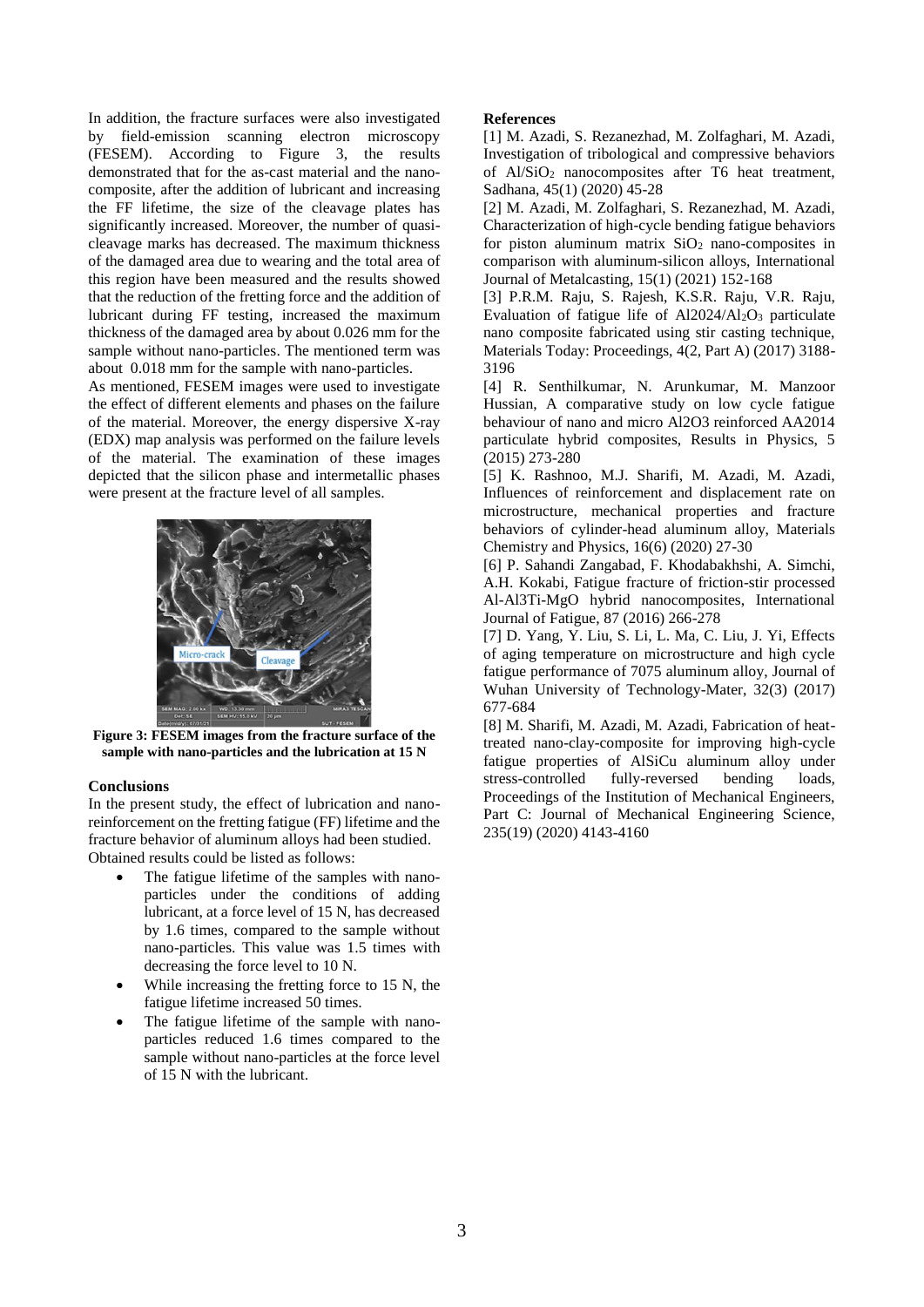In addition, the fracture surfaces were also investigated by field-emission scanning electron microscopy (FESEM). According to Figure 3, the results demonstrated that for the as-cast material and the nano-composite, after the addition of lubricant and increasing the FF lifetime, the size of the cleavage plates has significantly increased. Moreover, the number of quasi-cleavage marks has decreased. The maximum thickness of the damaged area due to wearing and the total area of this region have been measured and the results showed that the reduction of the fretting force and the addition of lubricant during FF testing, increased the maximum thickness of the damaged area by about 0.026 mm for the sample without nano-particles. The mentioned term was about 0.018 mm for the sample with nano-particles.

As mentioned, FESEM images were used to investigate the effect of different elements and phases on the failure of the material. Moreover, the energy dispersive X-ray (EDX) map analysis was performed on the failure levels of the material. The examination of these images depicted that the silicon phase and intermetallic phases were present at the fracture level of all samples.

**Figure 3: FESEM images from the fracture surface of the sample with nano-particles and the lubrication at 15 N**

## Conclusions

In the present study, the effect of lubrication and nano-reinforcement on the fretting fatigue (FF) lifetime and the fracture behavior of aluminum alloys had been studied. Obtained results could be listed as follows:

- The fatigue lifetime of the samples with nano-particles under the conditions of adding lubricant, at a force level of 15 N, has decreased by 1.6 times, compared to the sample without nano-particles. This value was 1.5 times with decreasing the force level to 10 N.
- While increasing the fretting force to 15 N, the fatigue lifetime increased 50 times.
- The fatigue lifetime of the sample with nano-particles reduced 1.6 times compared to the sample without nano-particles at the force level of 15 N with the lubricant.

## References

[1] M. Azadi, S. Rezanezhad, M. Zolfaghari, M. Azadi, Investigation of tribological and compressive behaviors of Al/$SiO_2$ nanocomposites after T6 heat treatment, Sadhana, 45(1) (2020) 45-28

[2] M. Azadi, M. Zolfaghari, S. Rezanezhad, M. Azadi, Characterization of high-cycle bending fatigue behaviors for piston aluminum matrix $SiO_2$ nano-composites in comparison with aluminum-silicon alloys, International Journal of Metalcasting, 15(1) (2021) 152-168

[3] P.R.M. Raju, S. Rajesh, K.S.R. Raju, V.R. Raju, Evaluation of fatigue life of Al2024/$Al_2O_3$ particulate nano composite fabricated using stir casting technique, Materials Today: Proceedings, 4(2, Part A) (2017) 3188-3196

[4] R. Senthilkumar, N. Arunkumar, M. Manzoor Hussian, A comparative study on low cycle fatigue behaviour of nano and micro Al2O3 reinforced AA2014 particulate hybrid composites, Results in Physics, 5 (2015) 273-280

[5] K. Rashnoo, M.J. Sharifi, M. Azadi, M. Azadi, Influences of reinforcement and displacement rate on microstructure, mechanical properties and fracture behaviors of cylinder-head aluminum alloy, Materials Chemistry and Physics, 16(6) (2020) 27-30

[6] P. Sahandi Zangabad, F. Khodabakhshi, A. Simchi, A.H. Kokabi, Fatigue fracture of friction-stir processed Al-Al3Ti-MgO hybrid nanocomposites, International Journal of Fatigue, 87 (2016) 266-278

[7] D. Yang, Y. Liu, S. Li, L. Ma, C. Liu, J. Yi, Effects of aging temperature on microstructure and high cycle fatigue performance of 7075 aluminum alloy, Journal of Wuhan University of Technology-Mater, 32(3) (2017) 677-684

[8] M. Sharifi, M. Azadi, M. Azadi, Fabrication of heat-treated nano-clay-composite for improving high-cycle fatigue properties of AlSiCu aluminum alloy under stress-controlled fully-reversed bending loads, Proceedings of the Institution of Mechanical Engineers, Part C: Journal of Mechanical Engineering Science, 235(19) (2020) 4143-4160